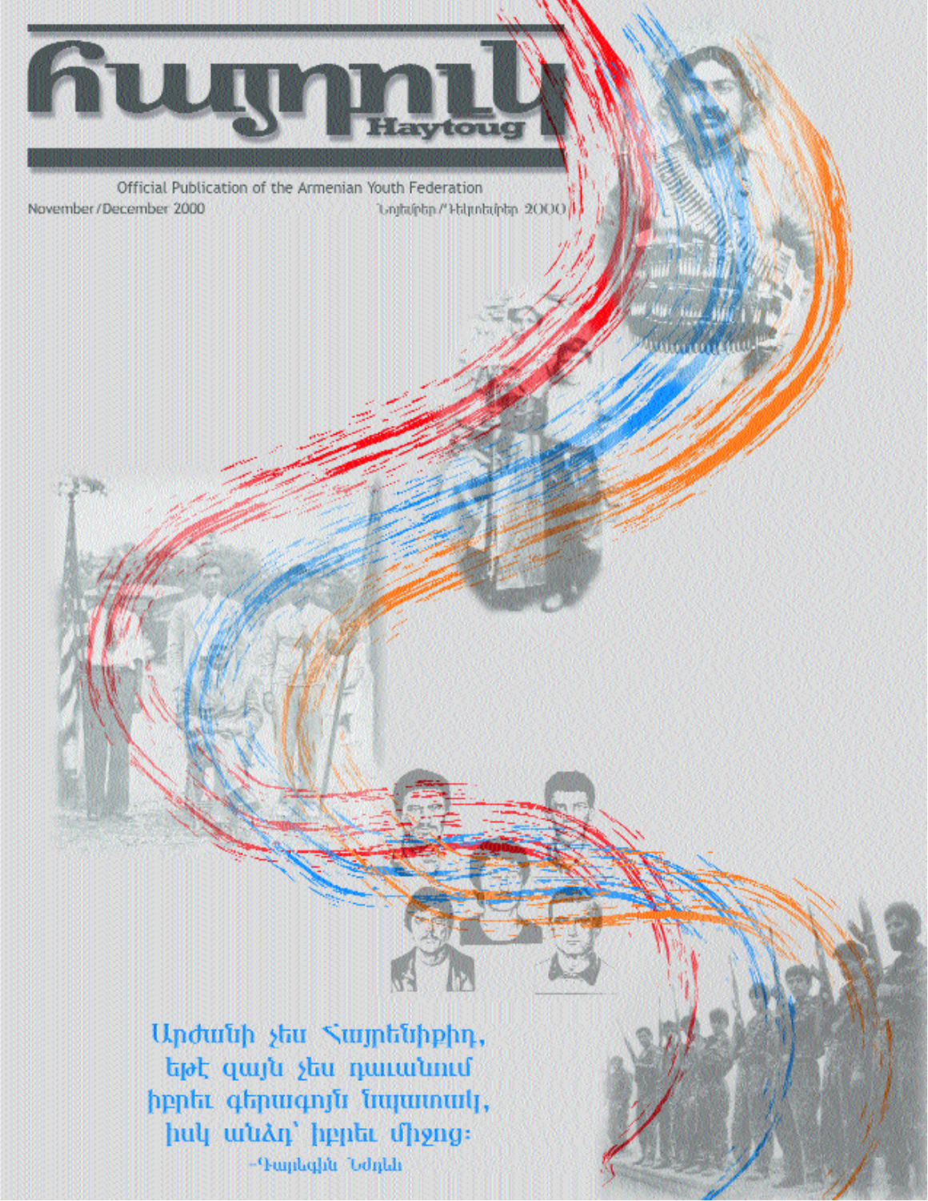# Հայդուկ

**Haytoug**

Official Publication of the Armenian Youth Federation

November/December 2000

Նոյեմբեր/Դեկտեմբեր 2000

Արժանի չես Հայրենիքիդ,
եթէ զայն չես դաւանում
իբրեւ գերագոյն նպատակ,
իսկ անձդ՝ իբրեւ միջոց։

–Գարեգին Նժդեհ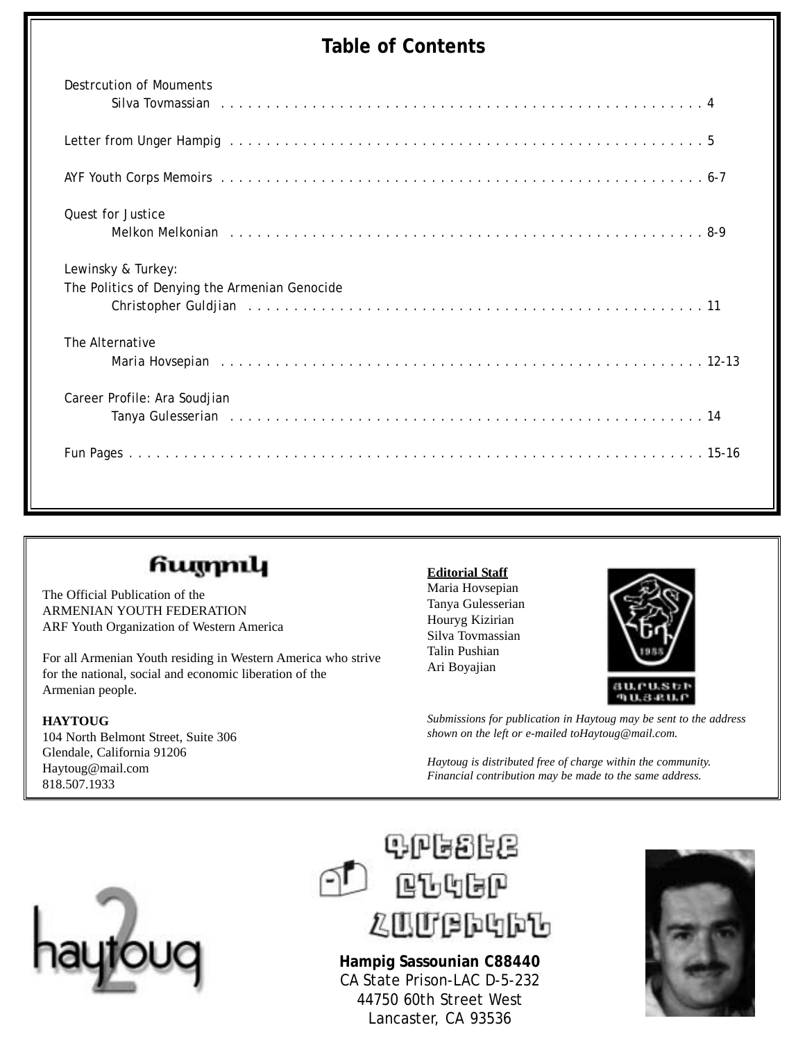## Table of Contents

Destrcution of Mouments
Silva Tovmassian . . . . . . . . . . 4

Letter from Unger Hampig . . . . . . . . . . 5

AYF Youth Corps Memoirs . . . . . . . . . . 6-7

Quest for Justice
Melkon Melkonian . . . . . . . . . . 8-9

Lewinsky & Turkey:
The Politics of Denying the Armenian Genocide
Christopher Guldjian . . . . . . . . . . 11

The Alternative
Maria Hovsepian . . . . . . . . . . 12-13

Career Profile: Ara Soudjian
Tanya Gulesserian . . . . . . . . . . 14

Fun Pages . . . . . . . . . . 15-16

---

## Հայդուկ

The Official Publication of the
ARMENIAN YOUTH FEDERATION
ARF Youth Organization of Western America

For all Armenian Youth residing in Western America who strive for the national, social and economic liberation of the Armenian people.

**HAYTOUG**
104 North Belmont Street, Suite 306
Glendale, California 91206
Haytoug@mail.com
818.507.1933

**Editorial Staff**
Maria Hovsepian
Tanya Gulesserian
Houryg Kizirian
Silva Tovmassian
Talin Pushian
Ari Boyajian

ՅԱՐԱՏԵՒ ԴԱՇՆԱԿ

*Submissions for publication in Haytoug may be sent to the address shown on the left or e-mailed toHaytoug@mail.com.*

*Haytoug is distributed free of charge within the community. Financial contribution may be made to the same address.*

haytoug 2

ԳՐԵՑԷՔ ԸՆԿԵՐ ՀԱՄՊԻԿԻՆ

**Hampig Sassounian C88440**
CA State Prison-LAC D-5-232
44750 60th Street West
Lancaster, CA 93536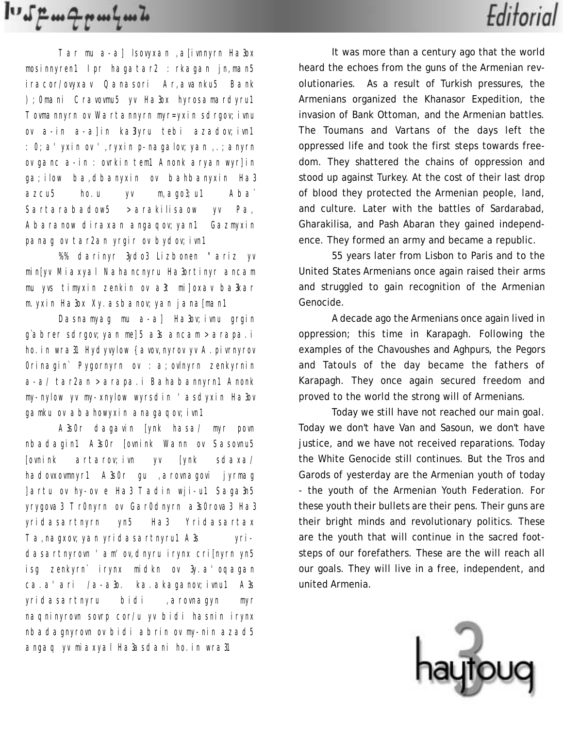# Խմբագրական

Tar mu a-a] Isovyxan ,a[ivnnyrn Ha3ox mosinnyren1 Ipr hagatar2 :rkagan jn,man5 iracor/ovyxav Qanasori Ar,avanku5 Bank );Omani Cravovmu5 yv Ha3ox hyrosamardyru1 Tovmannyrn ov Wartannyrn myr=yxin sdrgov;ivnu ov a-in a-a]in ka3lyru tebi azadov;ivn1 :0;a'yxin ov ',ryxin p-nagalov;yan ,.;anyrn ov ganc a-in :ovrkin tem1 Anonk aryan wyr]in ga;ilow ba,dbanyxin ov bahbanyxin Ha3 azcu5 ho.u yv m,ago3;u1 Aba` Sartarabadow5 >arakilisaow yv Pa, Abaranow diraxan angaqov;yan1 Gazmyxin panag ov tar2an yrgir ov bydov;ivn1

%% darinyr 3ydo3 Lizbonen "ariz yv min[yv Miaxyal Nahancnyru Ha3ortinyr ancam mu yvs timyxin zenkin ov a3t mi]oxav ba3kar m.yxin Ha3ox Xy.asbanov;yan jana[man1

Dasnamyag mu a-a] Ha3ov;ivnu grgin g`abrer sdrgov;yan me]5 a3s ancam >arapa.i ho.in wra31 Hydyvylow {avov,nyrov yv A.pivrnyrov Orinagin` Pygornyrn ov :a;ovlnyrn zenkyrnin a-a/ tar2an >arapa.i Bahabannyrn1 Anonk my-nylow yv my-xnylow wyrsdin 'asdyxin Ha3ov gamku ov abahowyxin anagaqov;ivn1

A3s0r dagavin [ynk hasa/ myr povn nbadagin1 A3s0r [ovnink Wann ov Sasovnu5 [ovnink artarov;ivn yv [ynk sdaxa/ hadovxovmnyr1 A3s0r gu ,arovnagovi jyrmag ]artu ov hy-ov e Ha3 Tadin wji-u1 Saga3n5 yrygova3 Tr0nyrn ov Gar0dnyrn a3s0rova3 Ha3 yridasartnyrn yn5 Ha3 Yridasartax Ta,nagxov;yan yridasartnyru1 A3s yridasartnyrovn 'am'ov,dnyru irynx cri[nyrn yn5 isg zenkyrn` irynx midkn ov 3y.a'oqagan ca.a'ari /a-a3o. ka.akaganov;ivnu1 A3s yridasartnyru bidi ,arovnagyn myr naqninyrovn sovrp cor/u yv bidi hasnin irynx nbadagnyrovn ov bidi abrin ov my-nin azad5 angaq yv miaxyal Ha3asdani ho.in wra31

# Editorial

It was more than a century ago that the world heard the echoes from the guns of the Armenian revolutionaries. As a result of Turkish pressures, the Armenians organized the Khanasor Expedition, the invasion of Bank Ottoman, and the Armenian battles. The Toumans and Vartans of the days left the oppressed life and took the first steps towards freedom. They shattered the chains of oppression and stood up against Turkey. At the cost of their last drop of blood they protected the Armenian people, land, and culture. Later with the battles of Sardarabad, Gharakilisa, and Pash Abaran they gained independence. They formed an army and became a republic.

55 years later from Lisbon to Paris and to the United States Armenians once again raised their arms and struggled to gain recognition of the Armenian Genocide.

A decade ago the Armenians once again lived in oppression; this time in Karapagh. Following the examples of the Chavoushes and Aghpurs, the Pegors and Tatouls of the day became the fathers of Karapagh. They once again secured freedom and proved to the world the strong will of Armenians.

Today we still have not reached our main goal. Today we don't have Van and Sasoun, we don't have justice, and we have not received reparations. Today the White Genocide still continues. But the Tros and Garods of yesterday are the Armenian youth of today - the youth of the Armenian Youth Federation. For these youth their bullets are their pens. Their guns are their bright minds and revolutionary politics. These are the youth that will continue in the sacred footsteps of our forefathers. These are the will reach all our goals. They will live in a free, independent, and united Armenia.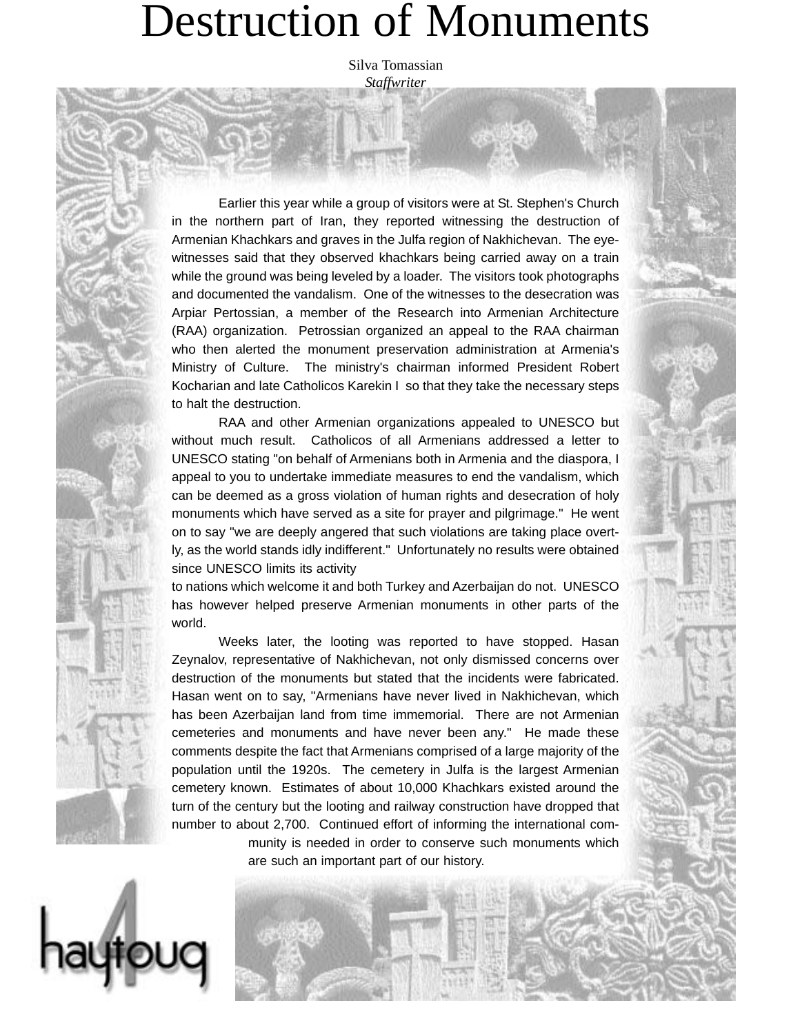# Destruction of Monuments

Silva Tomassian
*Staffwriter*

Earlier this year while a group of visitors were at St. Stephen's Church in the northern part of Iran, they reported witnessing the destruction of Armenian Khachkars and graves in the Julfa region of Nakhichevan. The eye-witnesses said that they observed khachkars being carried away on a train while the ground was being leveled by a loader. The visitors took photographs and documented the vandalism. One of the witnesses to the desecration was Arpiar Pertossian, a member of the Research into Armenian Architecture (RAA) organization. Petrossian organized an appeal to the RAA chairman who then alerted the monument preservation administration at Armenia's Ministry of Culture. The ministry's chairman informed President Robert Kocharian and late Catholicos Karekin I so that they take the necessary steps to halt the destruction.

RAA and other Armenian organizations appealed to UNESCO but without much result. Catholicos of all Armenians addressed a letter to UNESCO stating "on behalf of Armenians both in Armenia and the diaspora, I appeal to you to undertake immediate measures to end the vandalism, which can be deemed as a gross violation of human rights and desecration of holy monuments which have served as a site for prayer and pilgrimage." He went on to say "we are deeply angered that such violations are taking place overtly, as the world stands idly indifferent." Unfortunately no results were obtained since UNESCO limits its activity to nations which welcome it and both Turkey and Azerbaijan do not. UNESCO has however helped preserve Armenian monuments in other parts of the world.

Weeks later, the looting was reported to have stopped. Hasan Zeynalov, representative of Nakhichevan, not only dismissed concerns over destruction of the monuments but stated that the incidents were fabricated. Hasan went on to say, "Armenians have never lived in Nakhichevan, which has been Azerbaijan land from time immemorial. There are not Armenian cemeteries and monuments and have never been any." He made these comments despite the fact that Armenians comprised of a large majority of the population until the 1920s. The cemetery in Julfa is the largest Armenian cemetery known. Estimates of about 10,000 Khachkars existed around the turn of the century but the looting and railway construction have dropped that number to about 2,700. Continued effort of informing the international community is needed in order to conserve such monuments which are such an important part of our history.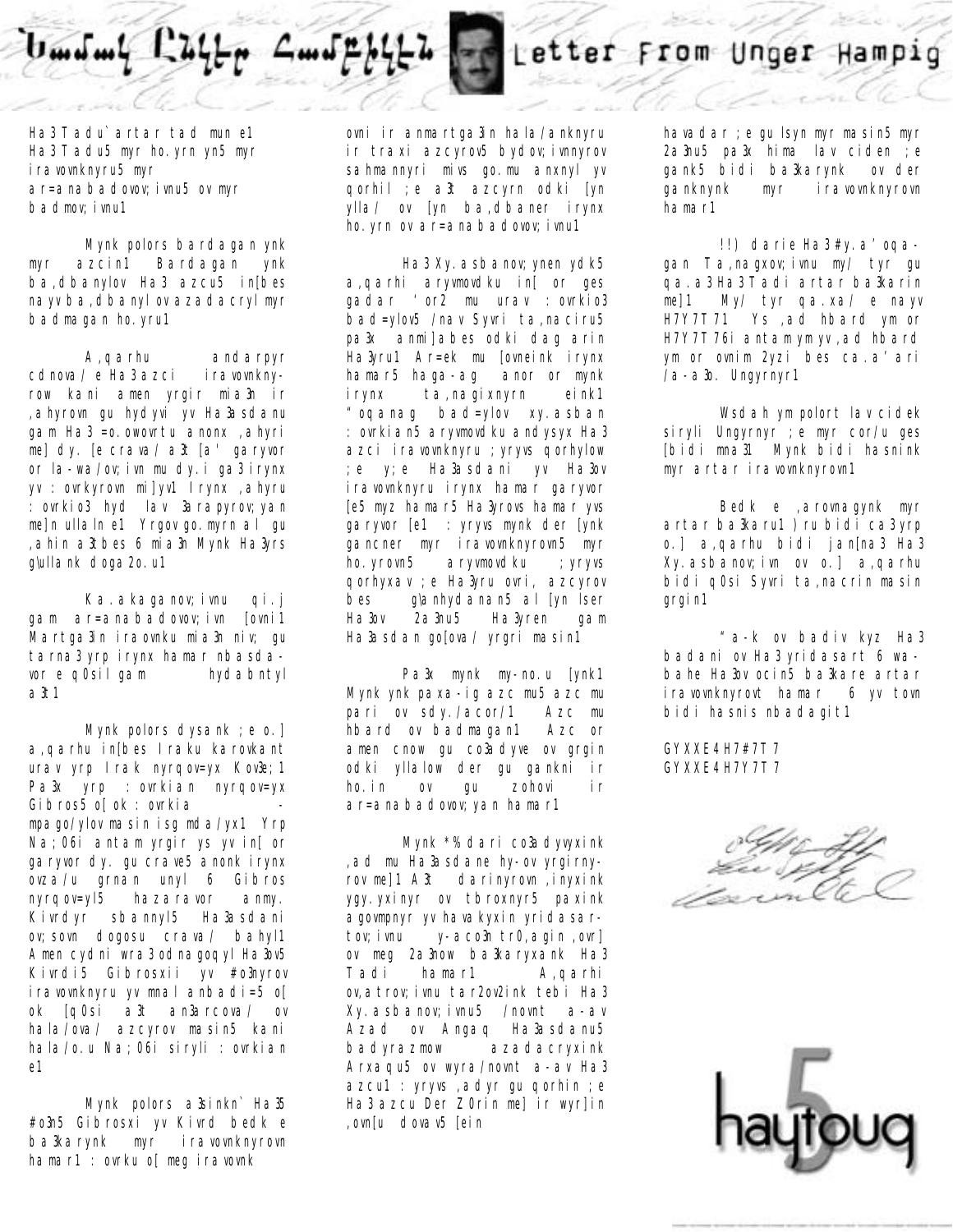# Նամակ Ընկեր Համբիկէն Letter From Unger Hampig

Ha3Tadu`artar tad mun e1 Ha3Tadu5 myr ho.yrn yn5 myr iravovnknyru5 myr ar=anabadovov;ivnu5 ov myr badmov;ivnu1

Mynk polors bardagan ynk myr azcin1 Bardagan ynk ba,dbanylov Ha3 azcu5 in[bes nayv ba,dbanylov azadacrylmyr badmagan ho.yru1

A,qarhu andarpyr cdnova/ e Ha3 azci iravovnkny-row kani amen yrgir mia3n ir ,ahyrovn gu hydyvi yv Ha3asdanu gam Ha3 =o.owovrtu anonx ,ahyri me] dy. [e crava/ a3t [a' garyvor or la-wa/ov;ivn mu dy.i ga3 irynx yv : ovrkyron mi]yv1 Irynx ,ahyru : ovrkio3 hyd lav 3arapyrov;yan me]n ullaln e1 Yrgovgo.myrn al gu ,ahin a3tbes 6 mia3n Mynk Ha3yrs g\ullank doga2o.u1

Ka.akaganov;ivnu qi.j gam ar=anabadovov;ivn [ovni1 Martga3in iraovnku mia3n niv; gu tarna3 yrp irynx hamar nbasda-vor e q0sil gam hydabntyl a3t1

Mynk polors dysank ;e o.] a,qarhu in[bes Iraku karovkant urav yrp Irak nyrqov=yx Kov3e;1 Pa3x yrp : ovrkian nyrqov=yx Gibros5 o[ok : ovrkia mpago/ylov masin isg mda/yx1 Yrp Na;06i antam yrgir ys yv in[or garyvor dy. gu crave5 anonk irynx ovza/u grnan unyl 6 Gibros nyrqov=yl5 hazaravor anmy. Kivrdyr sbannyl5 Ha3asdani ov;sovn dogosu crava/ bahyl1 Amen cydni wra3odnagoqyl Ha3ov5 Kivrdi5 Gibrosxii yv #o3nyrov iravovnknyru yv mnal anbadi=5 o[ok [q0si a3t an3arcova/ ov hala/ova/ azcyrov masin5 kani hala/o.u Na;06i siryli : ovrkian e1

Mynk polors a3sinkn` Ha35 #o3n5 Gibrosxi yv Kivrd bedk e ba3karynk myr iravovnknyrovn hamar1 : ovrku o[ meg iravovnk ovni ir anmartga3in hala/anknyru ir traxi azcyrov5 bydov;ivnnyrov sahmannyri mivs go.mu anxnyl yv qorhil ;e a3t azcyrn odki [yn ylla/ ov [yn ba,dbaner irynx ho.yrn ovar=anabadovov;ivnu1

Ha3Xy.asbanov;ynen ydk5 a,qarhi aryvmovdku in[ or ges gadar 'or2 mu urav : ovrkio3 bad=ylov5 /nav Syvri ta,naciru5 pa3x anmi]abes odki dag arin Ha3yru1 Ar=ek mu [ovneink irynx hamar5 haga-ag anor or mynk irynx ta,nagixnyrn eink1 "oqanag bad=ylov xy.asban : ovrkian5 aryvmovdku andysyx Ha3 azci iravovnknyru ;yryvs qorhylow ;e y;e Ha3asdani yv Ha3ov iravovnknyru irynx hamar garyvor [e5 myz hamar5 Ha3yrovs hamar yvs garyvor [e1 : yryvs mynk der [ynk gancner myr iravovnknyrovn5 myr ho.yrovn5 aryvmovdku ;yryvs qorhyxav ;e Ha3yru ovri, azcyrov bes g\anhydanan5 al [yn lser Ha3ov 2a3nu5 Ha3yren gam Ha3asdan go[ova/ yrgri masin1

Pa3x mynk my-no.u [ynk1 Mynk ynk paxa-ig azc mu5 azc mu pari ov sdy./acor/1 Azc mu hbard ov badmagan1 Azc or amen cnow gu co3adyve ov grgin odki yllalow der gu gankni ir ho.in ov gu zohovi ir ar=anabadovov;yan hamar1

Mynk *% dari co3adyvyxink ,ad mu Ha3asdane hy-ov yrgirny-rov me]1 A3t darinyrovn ,inyxink ygy.yxinyr ov tbroxnyr5 paxink agovmpnyr yv havakyxin yridasar-tov;ivnu y-aco3n tr0,agin ,ovr] ov meg 2a3now ba3karyxank Ha3 Tadi hamar1 A,qarhi ov,atrov;ivnu tar2ov2ink tebi Ha3 Xy.asbanov;ivnu5 /novnt a-av Azad ov Angaq Ha3asdanu5 badyrazmow azadacryxink Arxaqu5 ov wyra/novnt a-av Ha3 azcu1 : yryvs ,adyr gu qorhin ;e Ha3 azcu Der Z0rin me] ir wyr]in ,ovn[u dovav5 [ein havadar ;e gu lsyn myr masin5 myr 2a3nu5 pa3x hima lav ciden ;e gank5 bidi ba3karynk ov der gankny nk myr iravovnknyrovn hamar1

!!) darie Ha3 #y.a'oqa-gan Ta,nagxov;ivnu my/ tyr gu qa.a3 Ha3 Tadi artar ba3karin me]1 My/ tyr qa.xa/ e nayv H7Y7T71 Ys ,ad hbard ym or H7Y7T76i antam ymyv ,ad hbard ym or ovnim 2yzi bes ca.a'ari /a-a3o. Ungyrnyr1

Wsdah ym polort lav cidek siryli Ungyrnyr ;e myr cor/u ges [bidi mna31 Mynk bidi hasnink myr artar iravovnknyrovn1

Bedk e ,arovnagynk myr artar ba3karu1 )ru bidi ca3yrp o.] a,qarhu bidi jan[na3 Ha3 Xy.asbanov;ivn ov o.] a,qarhu bidi q0si Syvri ta,nacrin masin grgin1

"a-k ov badiv kyz Ha3 badani ov Ha3yridasart 6 wa-bahe Ha3ov ocin5 ba3kare artar iravovnknyrovt hamar 6 yv tovn bidi hasnis nbadagit1

GYXXE4H7#7T7
GYXXE4H7Y7T7

haytoug 5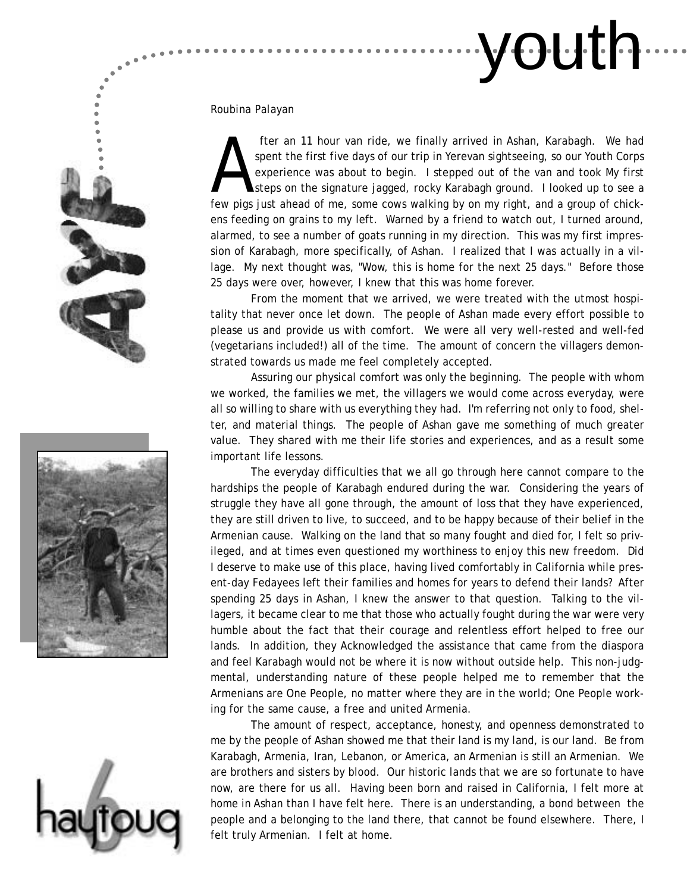Roubina Palayan

After an 11 hour van ride, we finally arrived in Ashan, Karabagh. We had spent the first five days of our trip in Yerevan sightseeing, so our Youth Corps experience was about to begin. I stepped out of the van and took My first steps on the signature jagged, rocky Karabagh ground. I looked up to see a few pigs just ahead of me, some cows walking by on my right, and a group of chickens feeding on grains to my left. Warned by a friend to watch out, I turned around, alarmed, to see a number of goats running in my direction. This was my first impression of Karabagh, more specifically, of Ashan. I realized that I was actually in a village. My next thought was, "Wow, this is home for the next 25 days." Before those 25 days were over, however, I knew that this was home forever.

From the moment that we arrived, we were treated with the utmost hospitality that never once let down. The people of Ashan made every effort possible to please us and provide us with comfort. We were all very well-rested and well-fed (vegetarians included!) all of the time. The amount of concern the villagers demonstrated towards us made me feel completely accepted.

Assuring our physical comfort was only the beginning. The people with whom we worked, the families we met, the villagers we would come across everyday, were all so willing to share with us everything they had. I'm referring not only to food, shelter, and material things. The people of Ashan gave me something of much greater value. They shared with me their life stories and experiences, and as a result some important life lessons.

The everyday difficulties that we all go through here cannot compare to the hardships the people of Karabagh endured during the war. Considering the years of struggle they have all gone through, the amount of loss that they have experienced, they are still driven to live, to succeed, and to be happy because of their belief in the Armenian cause. Walking on the land that so many fought and died for, I felt so privileged, and at times even questioned my worthiness to enjoy this new freedom. Did I deserve to make use of this place, having lived comfortably in California while present-day Fedayees left their families and homes for years to defend their lands? After spending 25 days in Ashan, I knew the answer to that question. Talking to the villagers, it became clear to me that those who actually fought during the war were very humble about the fact that their courage and relentless effort helped to free our lands. In addition, they Acknowledged the assistance that came from the diaspora and feel Karabagh would not be where it is now without outside help. This non-judgmental, understanding nature of these people helped me to remember that the Armenians are One People, no matter where they are in the world; One People working for the same cause, a free and united Armenia.

The amount of respect, acceptance, honesty, and openness demonstrated to me by the people of Ashan showed me that their land is my land, is our land. Be from Karabagh, Armenia, Iran, Lebanon, or America, an Armenian is still an Armenian. We are brothers and sisters by blood. Our historic lands that we are so fortunate to have now, are there for us all. Having been born and raised in California, I felt more at home in Ashan than I have felt here. There is an understanding, a bond between the people and a belonging to the land there, that cannot be found elsewhere. There, I felt truly Armenian. I felt at home.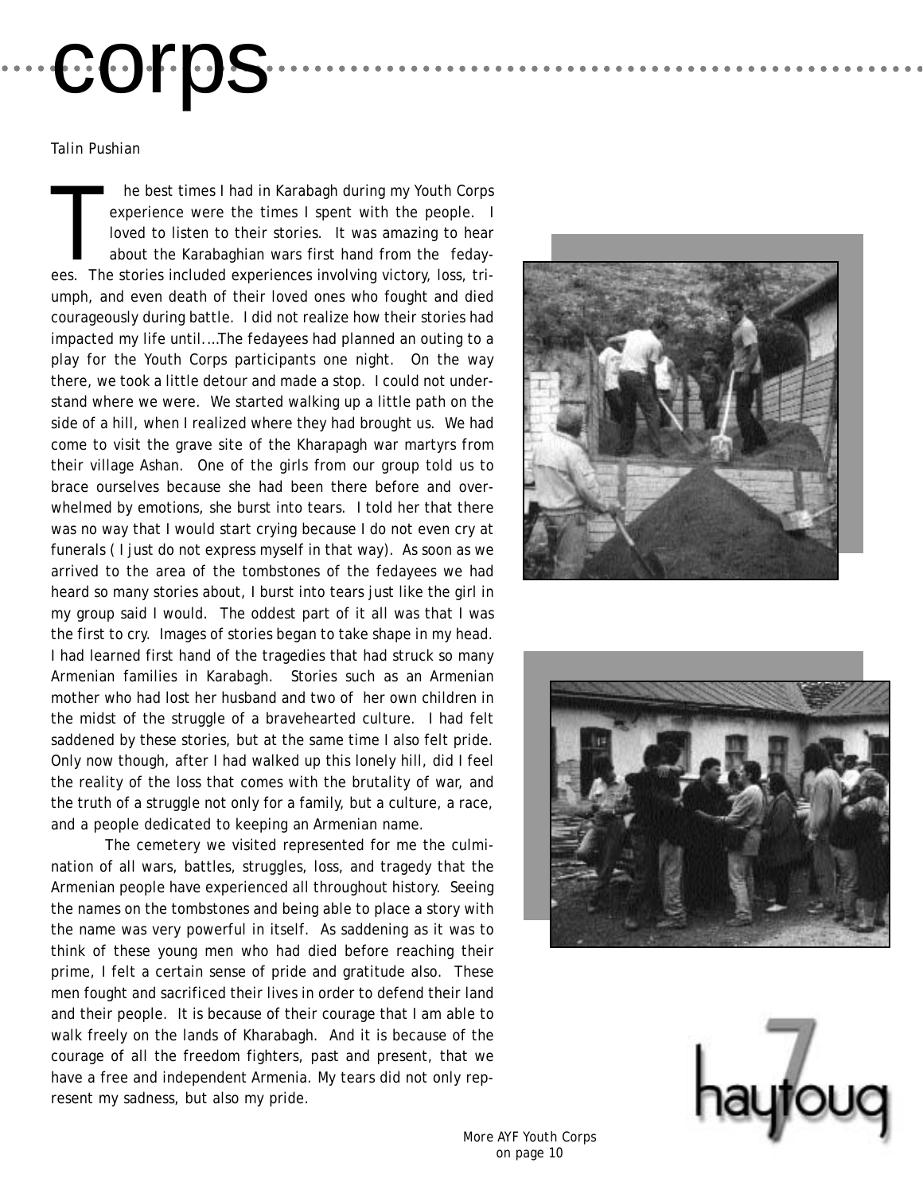# corps

*Talin Pushian*

The best times I had in Karabagh during my Youth Corps experience were the times I spent with the people. I loved to listen to their stories. It was amazing to hear about the Karabaghian wars first hand from the fedayees. The stories included experiences involving victory, loss, triumph, and even death of their loved ones who fought and died courageously during battle. I did not realize how their stories had impacted my life until....The fedayees had planned an outing to a play for the Youth Corps participants one night. On the way there, we took a little detour and made a stop. I could not understand where we were. We started walking up a little path on the side of a hill, when I realized where they had brought us. We had come to visit the grave site of the Kharapagh war martyrs from their village Ashan. One of the girls from our group told us to brace ourselves because she had been there before and overwhelmed by emotions, she burst into tears. I told her that there was no way that I would start crying because I do not even cry at funerals ( I just do not express myself in that way). As soon as we arrived to the area of the tombstones of the fedayees we had heard so many stories about, I burst into tears just like the girl in my group said I would. The oddest part of it all was that I was the first to cry. Images of stories began to take shape in my head. I had learned first hand of the tragedies that had struck so many Armenian families in Karabagh. Stories such as an Armenian mother who had lost her husband and two of her own children in the midst of the struggle of a bravehearted culture. I had felt saddened by these stories, but at the same time I also felt pride. Only now though, after I had walked up this lonely hill, did I feel the reality of the loss that comes with the brutality of war, and the truth of a struggle not only for a family, but a culture, a race, and a people dedicated to keeping an Armenian name.

The cemetery we visited represented for me the culmination of all wars, battles, struggles, loss, and tragedy that the Armenian people have experienced all throughout history. Seeing the names on the tombstones and being able to place a story with the name was very powerful in itself. As saddening as it was to think of these young men who had died before reaching their prime, I felt a certain sense of pride and gratitude also. These men fought and sacrificed their lives in order to defend their land and their people. It is because of their courage that I am able to walk freely on the lands of Kharabagh. And it is because of the courage of all the freedom fighters, past and present, that we have a free and independent Armenia. My tears did not only represent my sadness, but also my pride.

More AYF Youth Corps on page 10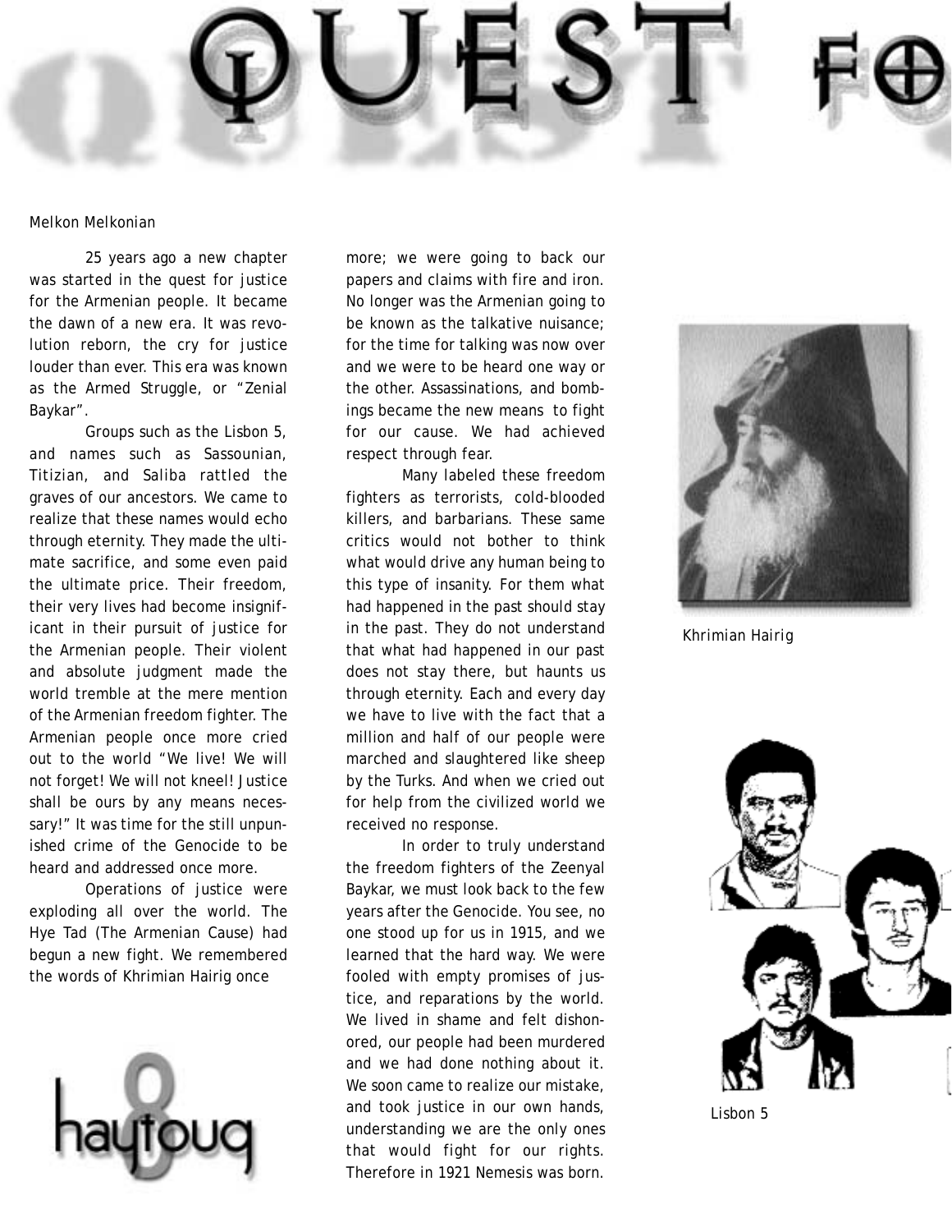# QUEST FO

Melkon Melkonian

25 years ago a new chapter was started in the quest for justice for the Armenian people. It became the dawn of a new era. It was revolution reborn, the cry for justice louder than ever. This era was known as the Armed Struggle, or "Zenial Baykar".

Groups such as the Lisbon 5, and names such as Sassounian, Titizian, and Saliba rattled the graves of our ancestors. We came to realize that these names would echo through eternity. They made the ultimate sacrifice, and some even paid the ultimate price. Their freedom, their very lives had become insignificant in their pursuit of justice for the Armenian people. Their violent and absolute judgment made the world tremble at the mere mention of the Armenian freedom fighter. The Armenian people once more cried out to the world "We live! We will not forget! We will not kneel! Justice shall be ours by any means necessary!" It was time for the still unpunished crime of the Genocide to be heard and addressed once more.

Operations of justice were exploding all over the world. The Hye Tad (The Armenian Cause) had begun a new fight. We remembered the words of Khrimian Hairig once more; we were going to back our papers and claims with fire and iron. No longer was the Armenian going to be known as the talkative nuisance; for the time for talking was now over and we were to be heard one way or the other. Assassinations, and bombings became the new means to fight for our cause. We had achieved respect through fear.

Many labeled these freedom fighters as terrorists, cold-blooded killers, and barbarians. These same critics would not bother to think what would drive any human being to this type of insanity. For them what had happened in the past should stay in the past. They do not understand that what had happened in our past does not stay there, but haunts us through eternity. Each and every day we have to live with the fact that a million and half of our people were marched and slaughtered like sheep by the Turks. And when we cried out for help from the civilized world we received no response.

In order to truly understand the freedom fighters of the Zeenyal Baykar, we must look back to the few years after the Genocide. You see, no one stood up for us in 1915, and we learned that the hard way. We were fooled with empty promises of justice, and reparations by the world. We lived in shame and felt dishonored, our people had been murdered and we had done nothing about it. We soon came to realize our mistake, and took justice in our own hands, understanding we are the only ones that would fight for our rights. Therefore in 1921 Nemesis was born.

Khrimian Hairig

Lisbon 5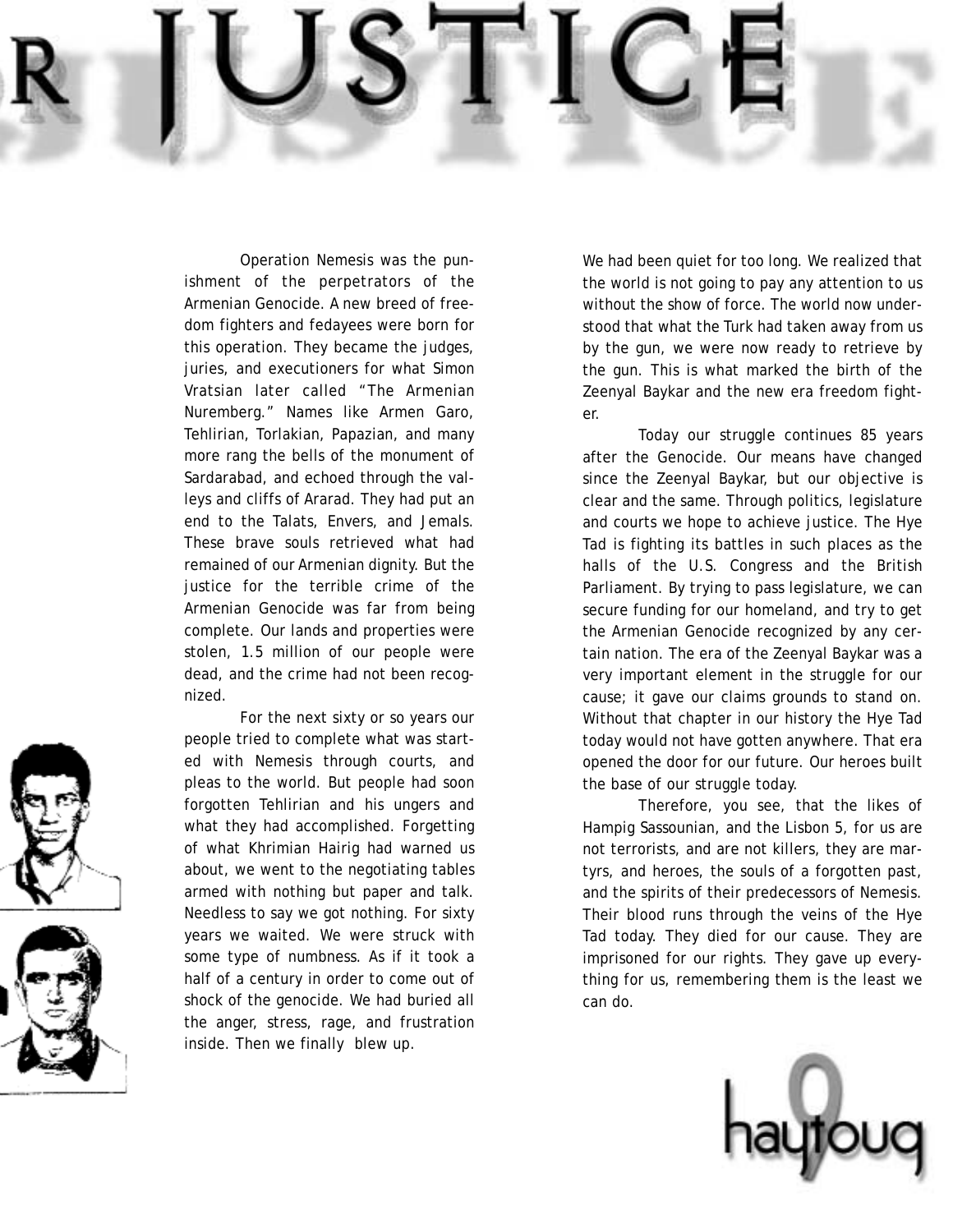# R JUSTICE

Operation Nemesis was the punishment of the perpetrators of the Armenian Genocide. A new breed of freedom fighters and fedayees were born for this operation. They became the judges, juries, and executioners for what Simon Vratsian later called "The Armenian Nuremberg." Names like Armen Garo, Tehlirian, Torlakian, Papazian, and many more rang the bells of the monument of Sardarabad, and echoed through the valleys and cliffs of Ararad. They had put an end to the Talats, Envers, and Jemals. These brave souls retrieved what had remained of our Armenian dignity. But the justice for the terrible crime of the Armenian Genocide was far from being complete. Our lands and properties were stolen, 1.5 million of our people were dead, and the crime had not been recognized.

For the next sixty or so years our people tried to complete what was started with Nemesis through courts, and pleas to the world. But people had soon forgotten Tehlirian and his ungers and what they had accomplished. Forgetting of what Khrimian Hairig had warned us about, we went to the negotiating tables armed with nothing but paper and talk. Needless to say we got nothing. For sixty years we waited. We were struck with some type of numbness. As if it took a half of a century in order to come out of shock of the genocide. We had buried all the anger, stress, rage, and frustration inside. Then we finally blew up.

We had been quiet for too long. We realized that the world is not going to pay any attention to us without the show of force. The world now understood that what the Turk had taken away from us by the gun, we were now ready to retrieve by the gun. This is what marked the birth of the Zeenyal Baykar and the new era freedom fighter.

Today our struggle continues 85 years after the Genocide. Our means have changed since the Zeenyal Baykar, but our objective is clear and the same. Through politics, legislature and courts we hope to achieve justice. The Hye Tad is fighting its battles in such places as the halls of the U.S. Congress and the British Parliament. By trying to pass legislature, we can secure funding for our homeland, and try to get the Armenian Genocide recognized by any certain nation. The era of the Zeenyal Baykar was a very important element in the struggle for our cause; it gave our claims grounds to stand on. Without that chapter in our history the Hye Tad today would not have gotten anywhere. That era opened the door for our future. Our heroes built the base of our struggle today.

Therefore, you see, that the likes of Hampig Sassounian, and the Lisbon 5, for us are not terrorists, and are not killers, they are martyrs, and heroes, the souls of a forgotten past, and the spirits of their predecessors of Nemesis. Their blood runs through the veins of the Hye Tad today. They died for our cause. They are imprisoned for our rights. They gave up everything for us, remembering them is the least we can do.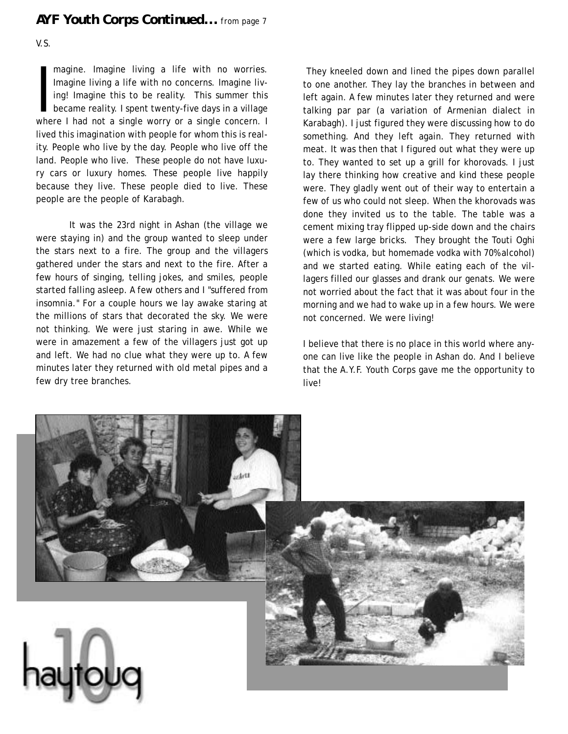## AYF Youth Corps Continued... from page 7

V.S.

Imagine. Imagine living a life with no worries. Imagine living a life with no concerns. Imagine living! Imagine this to be reality. This summer this became reality. I spent twenty-five days in a village where I had not a single worry or a single concern. I lived this imagination with people for whom this is reality. People who live by the day. People who live off the land. People who live. These people do not have luxury cars or luxury homes. These people live happily because they live. These people died to live. These people are the people of Karabagh.

It was the 23rd night in Ashan (the village we were staying in) and the group wanted to sleep under the stars next to a fire. The group and the villagers gathered under the stars and next to the fire. After a few hours of singing, telling jokes, and smiles, people started falling asleep. A few others and I "suffered from insomnia." For a couple hours we lay awake staring at the millions of stars that decorated the sky. We were not thinking. We were just staring in awe. While we were in amazement a few of the villagers just got up and left. We had no clue what they were up to. A few minutes later they returned with old metal pipes and a few dry tree branches.

They kneeled down and lined the pipes down parallel to one another. They lay the branches in between and left again. A few minutes later they returned and were talking par par (a variation of Armenian dialect in Karabagh). I just figured they were discussing how to do something. And they left again. They returned with meat. It was then that I figured out what they were up to. They wanted to set up a grill for khorovads. I just lay there thinking how creative and kind these people were. They gladly went out of their way to entertain a few of us who could not sleep. When the khorovads was done they invited us to the table. The table was a cement mixing tray flipped up-side down and the chairs were a few large bricks. They brought the Touti Oghi (which is vodka, but homemade vodka with 70% alcohol) and we started eating. While eating each of the villagers filled our glasses and drank our genats. We were not worried about the fact that it was about four in the morning and we had to wake up in a few hours. We were not concerned. We were living!

I believe that there is no place in this world where anyone can live like the people in Ashan do. And I believe that the A.Y.F. Youth Corps gave me the opportunity to live!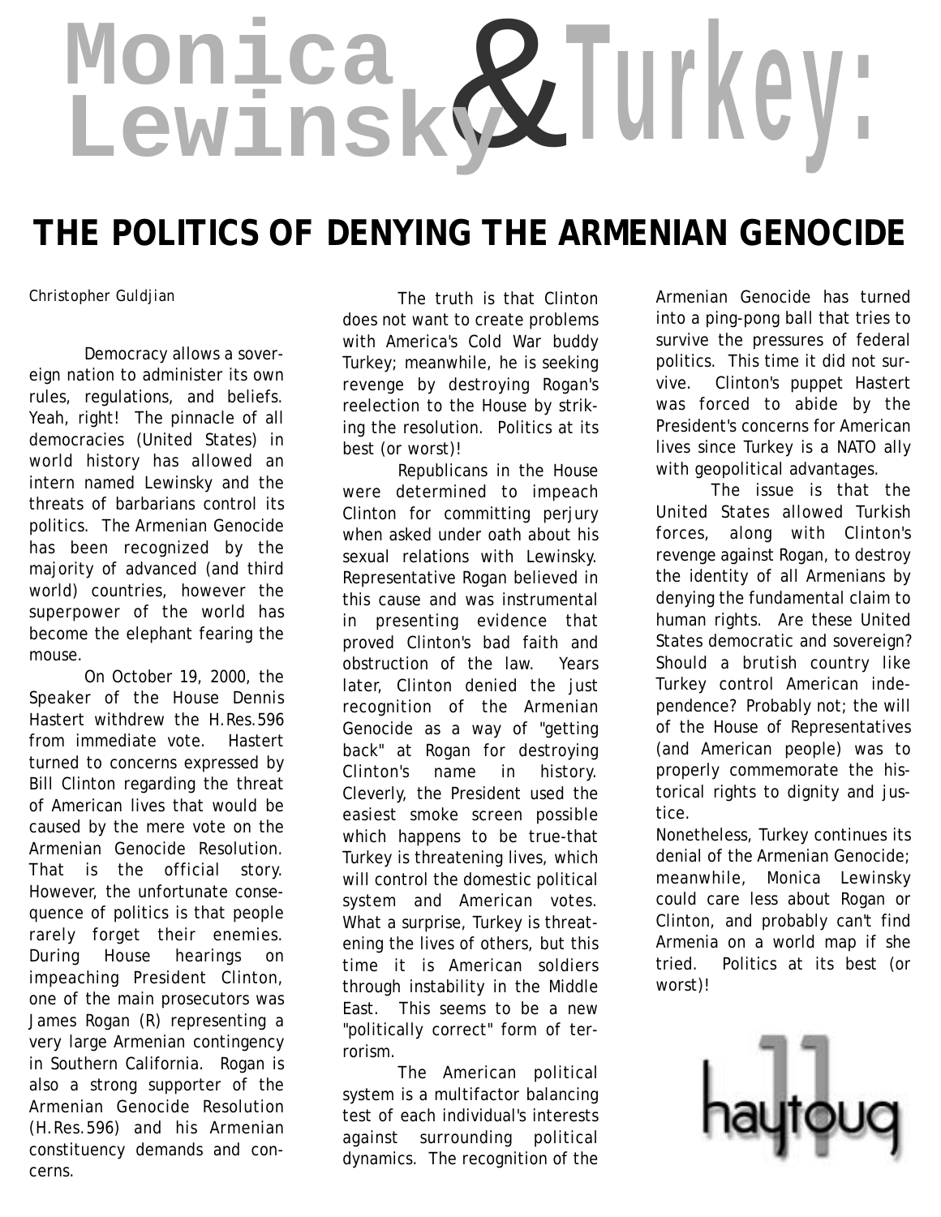# Monica Lewinsky & Turkey:

## THE POLITICS OF DENYING THE ARMENIAN GENOCIDE

*Christopher Guldjian*

Democracy allows a sovereign nation to administer its own rules, regulations, and beliefs. Yeah, right! The pinnacle of all democracies (United States) in world history has allowed an intern named Lewinsky and the threats of barbarians control its politics. The Armenian Genocide has been recognized by the majority of advanced (and third world) countries, however the superpower of the world has become the elephant fearing the mouse.

On October 19, 2000, the Speaker of the House Dennis Hastert withdrew the H.Res.596 from immediate vote. Hastert turned to concerns expressed by Bill Clinton regarding the threat of American lives that would be caused by the mere vote on the Armenian Genocide Resolution. That is the official story. However, the unfortunate consequence of politics is that people rarely forget their enemies. During House hearings on impeaching President Clinton, one of the main prosecutors was James Rogan (R) representing a very large Armenian contingency in Southern California. Rogan is also a strong supporter of the Armenian Genocide Resolution (H.Res.596) and his Armenian constituency demands and concerns.

The truth is that Clinton does not want to create problems with America's Cold War buddy Turkey; meanwhile, he is seeking revenge by destroying Rogan's reelection to the House by striking the resolution. Politics at its best (or worst)!

Republicans in the House were determined to impeach Clinton for committing perjury when asked under oath about his sexual relations with Lewinsky. Representative Rogan believed in this cause and was instrumental in presenting evidence that proved Clinton's bad faith and obstruction of the law. Years later, Clinton denied the just recognition of the Armenian Genocide as a way of "getting back" at Rogan for destroying Clinton's name in history. Cleverly, the President used the easiest smoke screen possible which happens to be true-that Turkey is threatening lives, which will control the domestic political system and American votes. What a surprise, Turkey is threatening the lives of others, but this time it is American soldiers through instability in the Middle East. This seems to be a new "politically correct" form of terrorism.

The American political system is a multifactor balancing test of each individual's interests against surrounding political dynamics. The recognition of the Armenian Genocide has turned into a ping-pong ball that tries to survive the pressures of federal politics. This time it did not survive. Clinton's puppet Hastert was forced to abide by the President's concerns for American lives since Turkey is a NATO ally with geopolitical advantages.

The issue is that the United States allowed Turkish forces, along with Clinton's revenge against Rogan, to destroy the identity of all Armenians by denying the fundamental claim to human rights. Are these United States democratic and sovereign? Should a brutish country like Turkey control American independence? Probably not; the will of the House of Representatives (and American people) was to properly commemorate the historical rights to dignity and justice.

Nonetheless, Turkey continues its denial of the Armenian Genocide; meanwhile, Monica Lewinsky could care less about Rogan or Clinton, and probably can't find Armenia on a world map if she tried. Politics at its best (or worst)!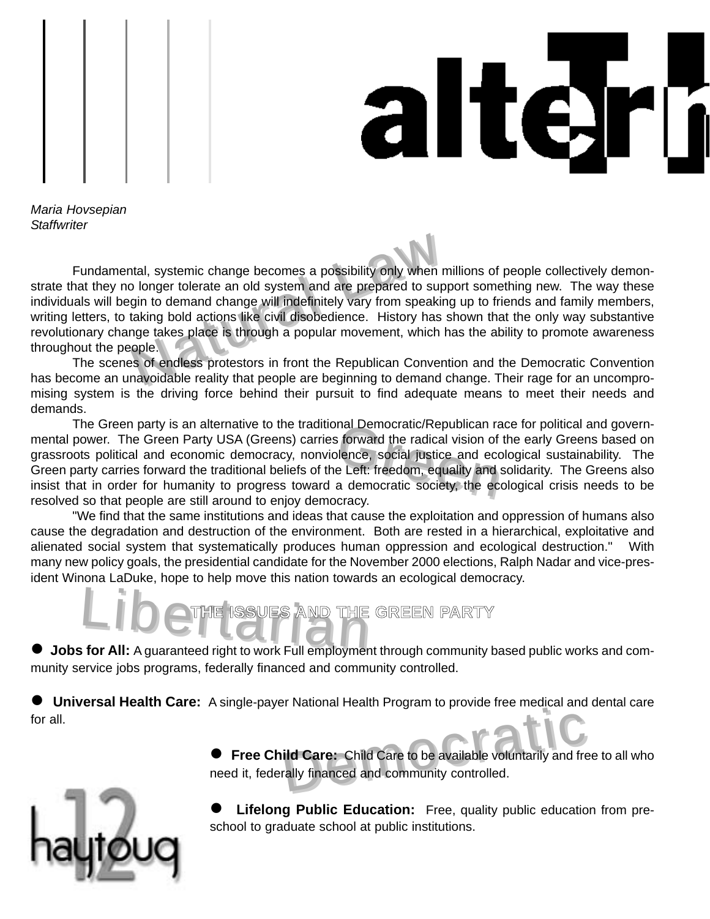# alternative

*Maria Hovsepian*
*Staffwriter*

Fundamental, systemic change becomes a possibility only when millions of people collectively demonstrate that they no longer tolerate an old system and are prepared to support something new. The way these individuals will begin to demand change will indefinitely vary from speaking up to friends and family members, writing letters, to taking bold actions like civil disobedience. History has shown that the only way substantive revolutionary change takes place is through a popular movement, which has the ability to promote awareness throughout the people.

The scenes of endless protestors in front the Republican Convention and the Democratic Convention has become an unavoidable reality that people are beginning to demand change. Their rage for an uncompromising system is the driving force behind their pursuit to find adequate means to meet their needs and demands.

The Green party is an alternative to the traditional Democratic/Republican race for political and governmental power. The Green Party USA (Greens) carries forward the radical vision of the early Greens based on grassroots political and economic democracy, nonviolence, social justice and ecological sustainability. The Green party carries forward the traditional beliefs of the Left: freedom, equality and solidarity. The Greens also insist that in order for humanity to progress toward a democratic society, the ecological crisis needs to be resolved so that people are still around to enjoy democracy.

"We find that the same institutions and ideas that cause the exploitation and oppression of humans also cause the degradation and destruction of the environment. Both are rested in a hierarchical, exploitative and alienated social system that systematically produces human oppression and ecological destruction." With many new policy goals, the presidential candidate for the November 2000 elections, Ralph Nadar and vice-president Winona LaDuke, hope to help move this nation towards an ecological democracy.

## THE ISSUES AND THE GREEN PARTY

- **Jobs for All:** A guaranteed right to work Full employment through community based public works and community service jobs programs, federally financed and community controlled.

- **Universal Health Care:** A single-payer National Health Program to provide free medical and dental care for all.

- **Free Child Care:** Child Care to be available voluntarily and free to all who need it, federally financed and community controlled.

- **Lifelong Public Education:** Free, quality public education from pre-school to graduate school at public institutions.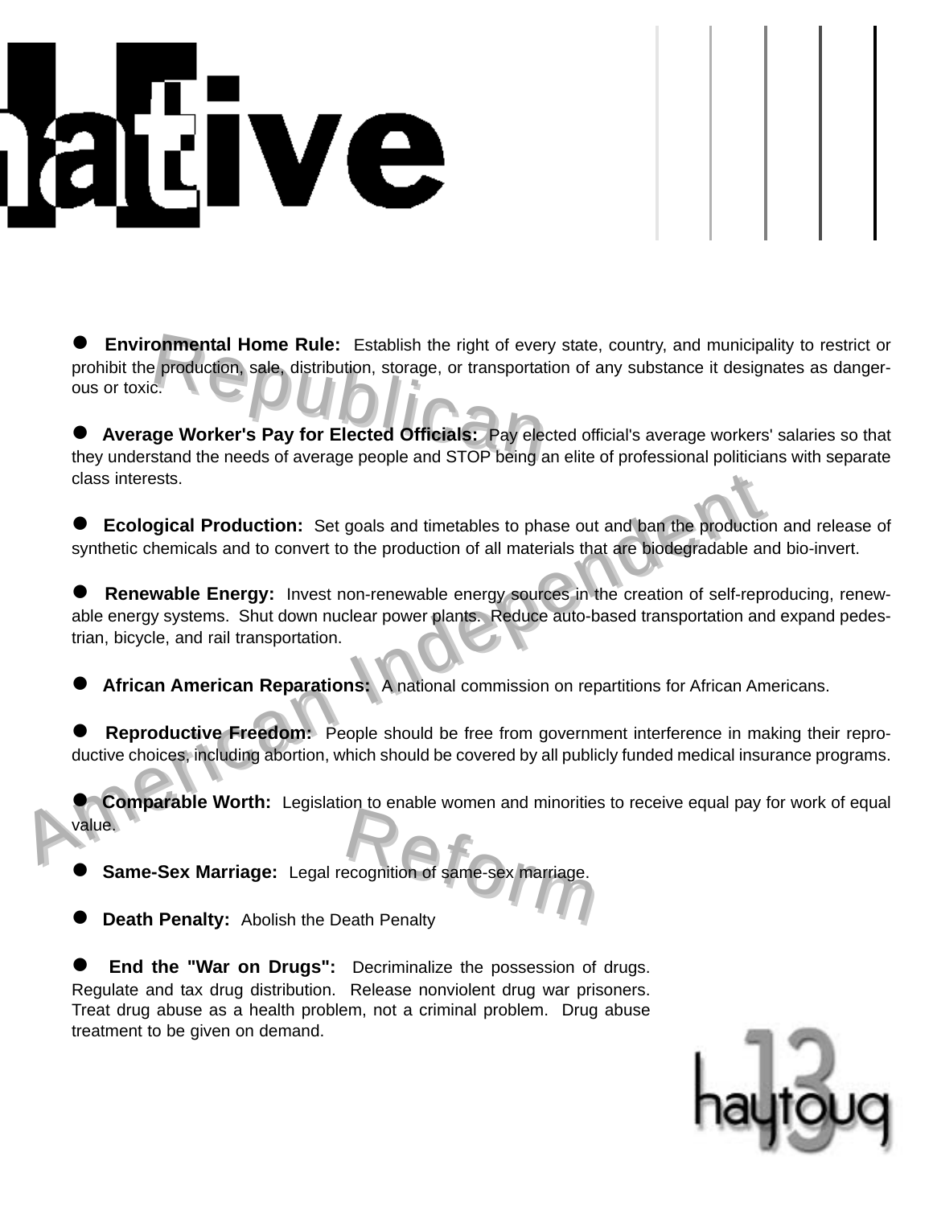# ...native

- **Environmental Home Rule:** Establish the right of every state, country, and municipality to restrict or prohibit the production, sale, distribution, storage, or transportation of any substance it designates as dangerous or toxic.

- **Average Worker's Pay for Elected Officials:** Pay elected official's average workers' salaries so that they understand the needs of average people and STOP being an elite of professional politicians with separate class interests.

- **Ecological Production:** Set goals and timetables to phase out and ban the production and release of synthetic chemicals and to convert to the production of all materials that are biodegradable and bio-invert.

- **Renewable Energy:** Invest non-renewable energy sources in the creation of self-reproducing, renewable energy systems. Shut down nuclear power plants. Reduce auto-based transportation and expand pedestrian, bicycle, and rail transportation.

- **African American Reparations:** A national commission on repartitions for African Americans.

- **Reproductive Freedom:** People should be free from government interference in making their reproductive choices, including abortion, which should be covered by all publicly funded medical insurance programs.

- **Comparable Worth:** Legislation to enable women and minorities to receive equal pay for work of equal value.

- **Same-Sex Marriage:** Legal recognition of same-sex marriage.

- **Death Penalty:** Abolish the Death Penalty

- **End the "War on Drugs":** Decriminalize the possession of drugs. Regulate and tax drug distribution. Release nonviolent drug war prisoners. Treat drug abuse as a health problem, not a criminal problem. Drug abuse treatment to be given on demand.

Republican

American Independent

Reform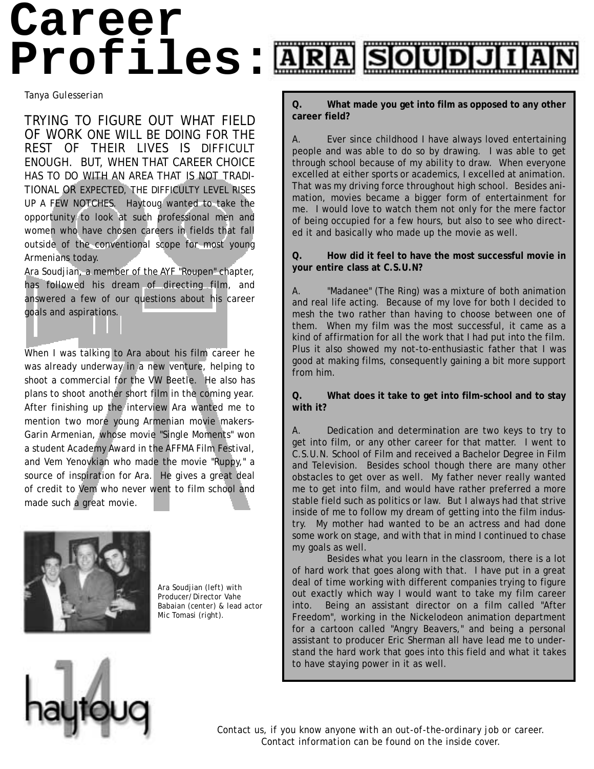# Career Profiles: ARA SOUDJIAN

*Tanya Gulesserian*

TRYING TO FIGURE OUT WHAT FIELD OF WORK ONE WILL BE DOING FOR THE REST OF THEIR LIVES IS DIFFICULT ENOUGH. BUT, WHEN THAT CAREER CHOICE HAS TO DO WITH AN AREA THAT IS NOT TRADITIONAL OR EXPECTED, THE DIFFICULTY LEVEL RISES UP A FEW NOTCHES. Haytoug wanted to take the opportunity to look at such professional men and women who have chosen careers in fields that fall outside of the conventional scope for most young Armenians today.

Ara Soudjian, a member of the AYF "Roupen" chapter, has followed his dream of directing film, and answered a few of our questions about his career goals and aspirations.

When I was talking to Ara about his film career he was already underway in a new venture, helping to shoot a commercial for the VW Beetle. He also has plans to shoot another short film in the coming year. After finishing up the interview Ara wanted me to mention two more young Armenian movie makers- Garin Armenian, whose movie "Single Moments" won a student Academy Award in the AFFMA Film Festival, and Vem Yenovkian who made the movie "Ruppy," a source of inspiration for Ara. He gives a great deal of credit to Vem who never went to film school and made such a great movie.

Ara Soudjian (left) with Producer/Director Vahe Babaian (center) & lead actor Mic Tomasi (right).

**Q. What made you get into film as opposed to any other career field?**

A. Ever since childhood I have always loved entertaining people and was able to do so by drawing. I was able to get through school because of my ability to draw. When everyone excelled at either sports or academics, I excelled at animation. That was my driving force throughout high school. Besides animation, movies became a bigger form of entertainment for me. I would love to watch them not only for the mere factor of being occupied for a few hours, but also to see who directed it and basically who made up the movie as well.

**Q. How did it feel to have the most successful movie in your entire class at C.S.U.N?**

A. "Madanee" (The Ring) was a mixture of both animation and real life acting. Because of my love for both I decided to mesh the two rather than having to choose between one of them. When my film was the most successful, it came as a kind of affirmation for all the work that I had put into the film. Plus it also showed my not-to-enthusiastic father that I was good at making films, consequently gaining a bit more support from him.

**Q. What does it take to get into film-school and to stay with it?**

A. Dedication and determination are two keys to try to get into film, or any other career for that matter. I went to C.S.U.N. School of Film and received a Bachelor Degree in Film and Television. Besides school though there are many other obstacles to get over as well. My father never really wanted me to get into film, and would have rather preferred a more stable field such as politics or law. But I always had that strive inside of me to follow my dream of getting into the film industry. My mother had wanted to be an actress and had done some work on stage, and with that in mind I continued to chase my goals as well.

Besides what you learn in the classroom, there is a lot of hard work that goes along with that. I have put in a great deal of time working with different companies trying to figure out exactly which way I would want to take my film career into. Being an assistant director on a film called "After Freedom", working in the Nickelodeon animation department for a cartoon called "Angry Beavers," and being a personal assistant to producer Eric Sherman all have lead me to understand the hard work that goes into this field and what it takes to have staying power in it as well.

*Contact us, if you know anyone with an out-of-the-ordinary job or career. Contact information can be found on the inside cover.*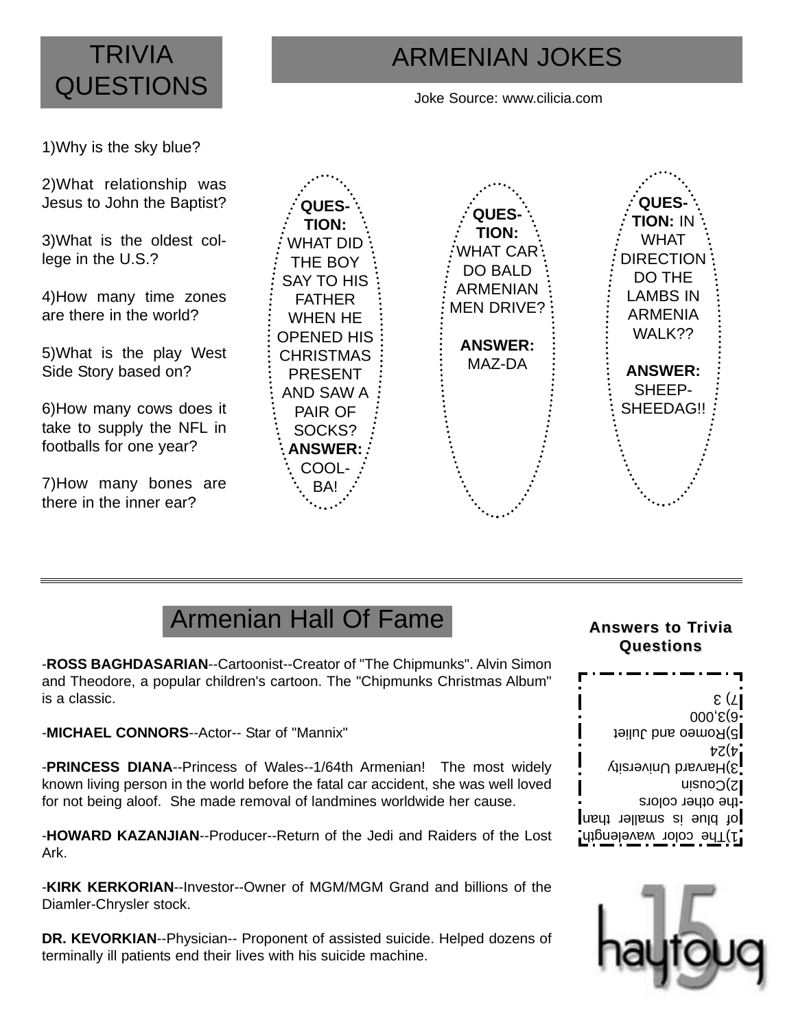# TRIVIA QUESTIONS

1)Why is the sky blue?

2)What relationship was Jesus to John the Baptist?

3)What is the oldest college in the U.S.?

4)How many time zones are there in the world?

5)What is the play West Side Story based on?

6)How many cows does it take to supply the NFL in footballs for one year?

7)How many bones are there in the inner ear?

# ARMENIAN JOKES

Joke Source: www.cilicia.com

**QUESTION:** WHAT DID THE BOY SAY TO HIS FATHER WHEN HE OPENED HIS CHRISTMAS PRESENT AND SAW A PAIR OF SOCKS?
**ANSWER:** COOL-BA!

**QUESTION:** WHAT CAR DO BALD ARMENIAN MEN DRIVE?

**ANSWER:** MAZ-DA

**QUESTION:** IN WHAT DIRECTION DO THE LAMBS IN ARMENIA WALK??

**ANSWER:** SHEEP-SHEEDAG!!

# Armenian Hall Of Fame

-**ROSS BAGHDASARIAN**--Cartoonist--Creator of "The Chipmunks". Alvin Simon and Theodore, a popular children's cartoon. The "Chipmunks Christmas Album" is a classic.

-**MICHAEL CONNORS**--Actor-- Star of "Mannix"

-**PRINCESS DIANA**--Princess of Wales--1/64th Armenian! The most widely known living person in the world before the fatal car accident, she was well loved for not being aloof. She made removal of landmines worldwide her cause.

-**HOWARD KAZANJIAN**--Producer--Return of the Jedi and Raiders of the Lost Ark.

-**KIRK KERKORIAN**--Investor--Owner of MGM/MGM Grand and billions of the Diamler-Chrysler stock.

**DR. KEVORKIAN**--Physician-- Proponent of assisted suicide. Helped dozens of terminally ill patients end their lives with his suicide machine.

## Answers to Trivia Questions

1)The color wavelength of blue is smaller than the other colors
2)Cousin
3)Harvard University
4)24
5)Romeo and Juliet
6)3,000
7) 3

haytoug 15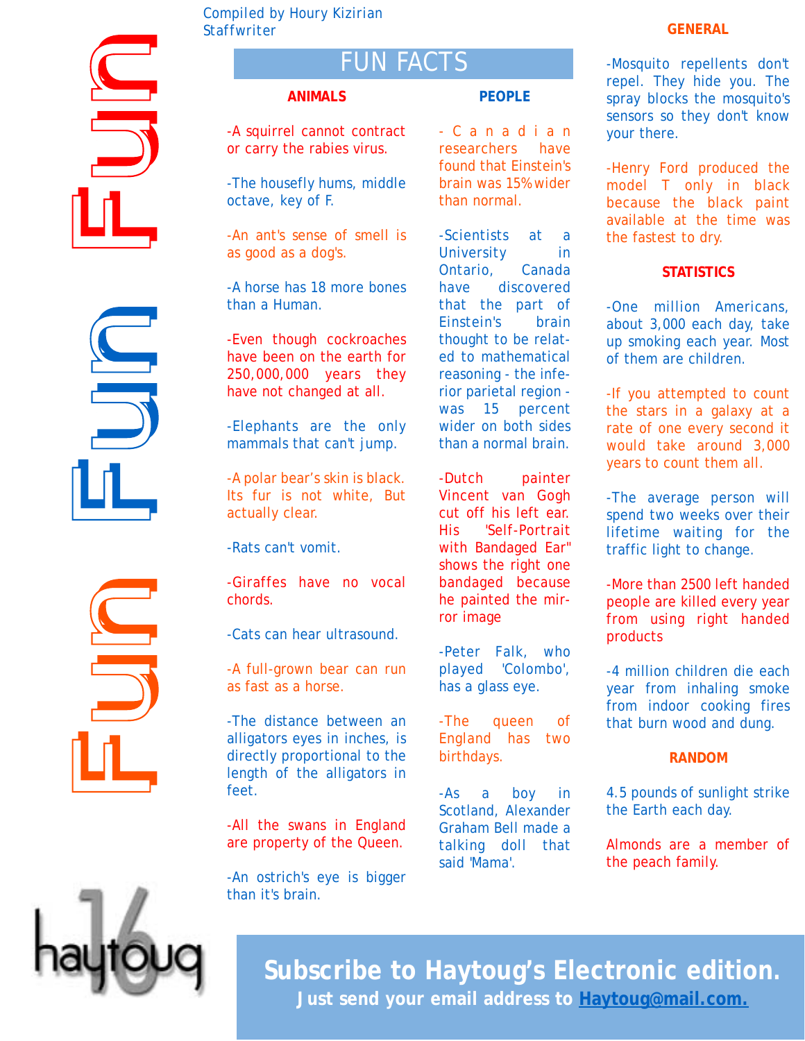Compiled by Houry Kizirian
Staffwriter

# FUN FACTS

## ANIMALS

-A squirrel cannot contract or carry the rabies virus.

-The housefly hums, middle octave, key of F.

-An ant's sense of smell is as good as a dog's.

-A horse has 18 more bones than a Human.

-Even though cockroaches have been on the earth for 250,000,000 years they have not changed at all.

-Elephants are the only mammals that can't jump.

-A polar bear's skin is black. Its fur is not white, But actually clear.

-Rats can't vomit.

-Giraffes have no vocal chords.

-Cats can hear ultrasound.

-A full-grown bear can run as fast as a horse.

-The distance between an alligators eyes in inches, is directly proportional to the length of the alligators in feet.

-All the swans in England are property of the Queen.

-An ostrich's eye is bigger than it's brain.

## PEOPLE

- Canadian researchers have found that Einstein's brain was 15% wider than normal.

-Scientists at a University in Ontario, Canada have discovered that the part of Einstein's brain thought to be related to mathematical reasoning - the inferior parietal region - was 15 percent wider on both sides than a normal brain.

-Dutch painter Vincent van Gogh cut off his left ear. His 'Self-Portrait with Bandaged Ear" shows the right one bandaged because he painted the mirror image

-Peter Falk, who played 'Colombo', has a glass eye.

-The queen of England has two birthdays.

-As a boy in Scotland, Alexander Graham Bell made a talking doll that said 'Mama'.

## GENERAL

-Mosquito repellents don't repel. They hide you. The spray blocks the mosquito's sensors so they don't know your there.

-Henry Ford produced the model T only in black because the black paint available at the time was the fastest to dry.

## STATISTICS

-One million Americans, about 3,000 each day, take up smoking each year. Most of them are children.

-If you attempted to count the stars in a galaxy at a rate of one every second it would take around 3,000 years to count them all.

-The average person will spend two weeks over their lifetime waiting for the traffic light to change.

-More than 2500 left handed people are killed every year from using right handed products

-4 million children die each year from inhaling smoke from indoor cooking fires that burn wood and dung.

## RANDOM

4.5 pounds of sunlight strike the Earth each day.

Almonds are a member of the peach family.

**Subscribe to Haytoug's Electronic edition.**
**Just send your email address to Haytoug@mail.com.**